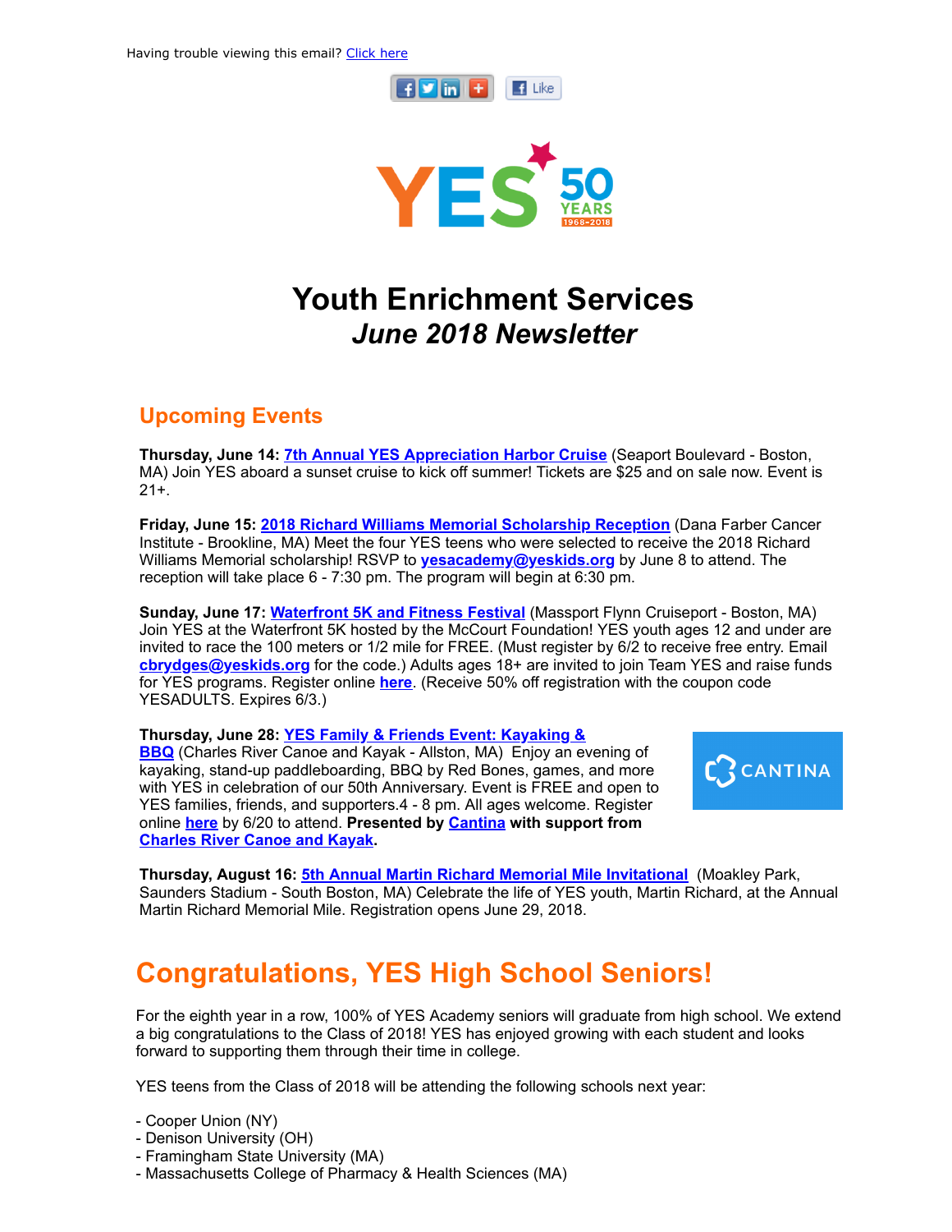Having trouble viewing this email? Click here

# Youth Enrichment Services
## *June 2018 Newsletter*

## Upcoming Events

**Thursday, June 14: 7th Annual YES Appreciation Harbor Cruise** (Seaport Boulevard - Boston, MA) Join YES aboard a sunset cruise to kick off summer! Tickets are $25 and on sale now. Event is 21+.

**Friday, June 15: 2018 Richard Williams Memorial Scholarship Reception** (Dana Farber Cancer Institute - Brookline, MA) Meet the four YES teens who were selected to receive the 2018 Richard Williams Memorial scholarship! RSVP to **yesacademy@yeskids.org** by June 8 to attend. The reception will take place 6 - 7:30 pm. The program will begin at 6:30 pm.

**Sunday, June 17: Waterfront 5K and Fitness Festival** (Massport Flynn Cruiseport - Boston, MA) Join YES at the Waterfront 5K hosted by the McCourt Foundation! YES youth ages 12 and under are invited to race the 100 meters or 1/2 mile for FREE. (Must register by 6/2 to receive free entry. Email **cbrydges@yeskids.org** for the code.) Adults ages 18+ are invited to join Team YES and raise funds for YES programs. Register online **here**. (Receive 50% off registration with the coupon code YESADULTS. Expires 6/3.)

**Thursday, June 28: YES Family & Friends Event: Kayaking & BBQ** (Charles River Canoe and Kayak - Allston, MA) Enjoy an evening of kayaking, stand-up paddleboarding, BBQ by Red Bones, games, and more with YES in celebration of our 50th Anniversary. Event is FREE and open to YES families, friends, and supporters.4 - 8 pm. All ages welcome. Register online **here** by 6/20 to attend. **Presented by Cantina with support from Charles River Canoe and Kayak.**

**Thursday, August 16: 5th Annual Martin Richard Memorial Mile Invitational** (Moakley Park, Saunders Stadium - South Boston, MA) Celebrate the life of YES youth, Martin Richard, at the Annual Martin Richard Memorial Mile. Registration opens June 29, 2018.

## Congratulations, YES High School Seniors!

For the eighth year in a row, 100% of YES Academy seniors will graduate from high school. We extend a big congratulations to the Class of 2018! YES has enjoyed growing with each student and looks forward to supporting them through their time in college.

YES teens from the Class of 2018 will be attending the following schools next year:

- Cooper Union (NY)
- Denison University (OH)
- Framingham State University (MA)
- Massachusetts College of Pharmacy & Health Sciences (MA)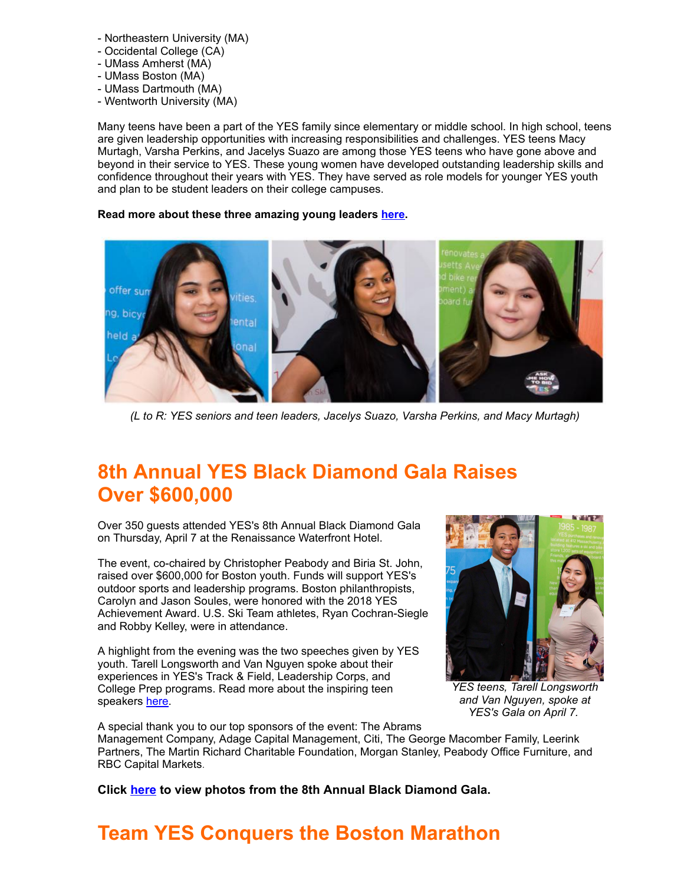- Northeastern University (MA)
- Occidental College (CA)
- UMass Amherst (MA)
- UMass Boston (MA)
- UMass Dartmouth (MA)
- Wentworth University (MA)

Many teens have been a part of the YES family since elementary or middle school. In high school, teens are given leadership opportunities with increasing responsibilities and challenges. YES teens Macy Murtagh, Varsha Perkins, and Jacelys Suazo are among those YES teens who have gone above and beyond in their service to YES. These young women have developed outstanding leadership skills and confidence throughout their years with YES. They have served as role models for younger YES youth and plan to be student leaders on their college campuses.

**Read more about these three amazing young leaders here.**

*(L to R: YES seniors and teen leaders, Jacelys Suazo, Varsha Perkins, and Macy Murtagh)*

## 8th Annual YES Black Diamond Gala Raises Over $600,000

Over 350 guests attended YES's 8th Annual Black Diamond Gala on Thursday, April 7 at the Renaissance Waterfront Hotel.

The event, co-chaired by Christopher Peabody and Biria St. John, raised over $600,000 for Boston youth. Funds will support YES's outdoor sports and leadership programs. Boston philanthropists, Carolyn and Jason Soules, were honored with the 2018 YES Achievement Award. U.S. Ski Team athletes, Ryan Cochran-Siegle and Robby Kelley, were in attendance.

A highlight from the evening was the two speeches given by YES youth. Tarell Longsworth and Van Nguyen spoke about their experiences in YES's Track & Field, Leadership Corps, and College Prep programs. Read more about the inspiring teen speakers here.

*YES teens, Tarell Longsworth and Van Nguyen, spoke at YES's Gala on April 7.*

A special thank you to our top sponsors of the event: The Abrams Management Company, Adage Capital Management, Citi, The George Macomber Family, Leerink Partners, The Martin Richard Charitable Foundation, Morgan Stanley, Peabody Office Furniture, and RBC Capital Markets.

**Click here to view photos from the 8th Annual Black Diamond Gala.**

## Team YES Conquers the Boston Marathon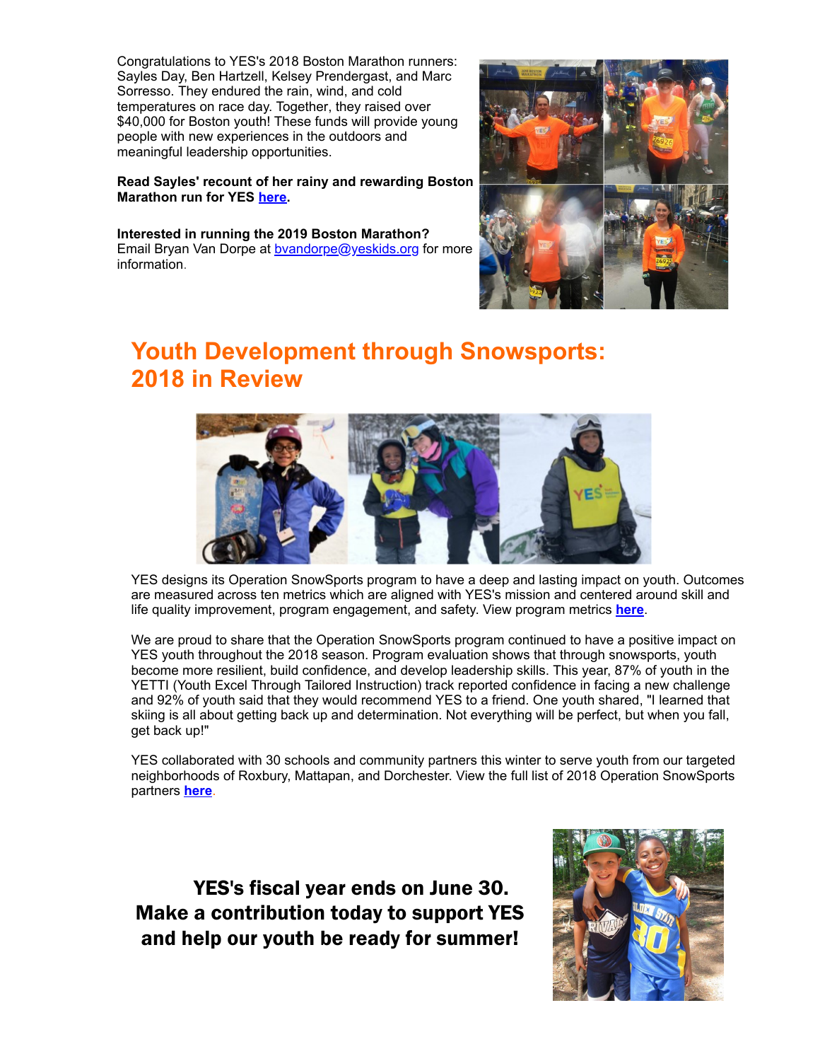Congratulations to YES's 2018 Boston Marathon runners: Sayles Day, Ben Hartzell, Kelsey Prendergast, and Marc Sorresso. They endured the rain, wind, and cold temperatures on race day. Together, they raised over $40,000 for Boston youth! These funds will provide young people with new experiences in the outdoors and meaningful leadership opportunities.

**Read Sayles' recount of her rainy and rewarding Boston Marathon run for YES [here](#).**

**Interested in running the 2019 Boston Marathon?**
Email Bryan Van Dorpe at [bvandorpe@yeskids.org](mailto:bvandorpe@yeskids.org) for more information.

## Youth Development through Snowsports: 2018 in Review

YES designs its Operation SnowSports program to have a deep and lasting impact on youth. Outcomes are measured across ten metrics which are aligned with YES's mission and centered around skill and life quality improvement, program engagement, and safety. View program metrics **[here](#)**.

We are proud to share that the Operation SnowSports program continued to have a positive impact on YES youth throughout the 2018 season. Program evaluation shows that through snowsports, youth become more resilient, build confidence, and develop leadership skills. This year, 87% of youth in the YETTI (Youth Excel Through Tailored Instruction) track reported confidence in facing a new challenge and 92% of youth said that they would recommend YES to a friend. One youth shared, "I learned that skiing is all about getting back up and determination. Not everything will be perfect, but when you fall, get back up!"

YES collaborated with 30 schools and community partners this winter to serve youth from our targeted neighborhoods of Roxbury, Mattapan, and Dorchester. View the full list of 2018 Operation SnowSports partners **[here](#)**.

**YES's fiscal year ends on June 30. Make a contribution today to support YES and help our youth be ready for summer!**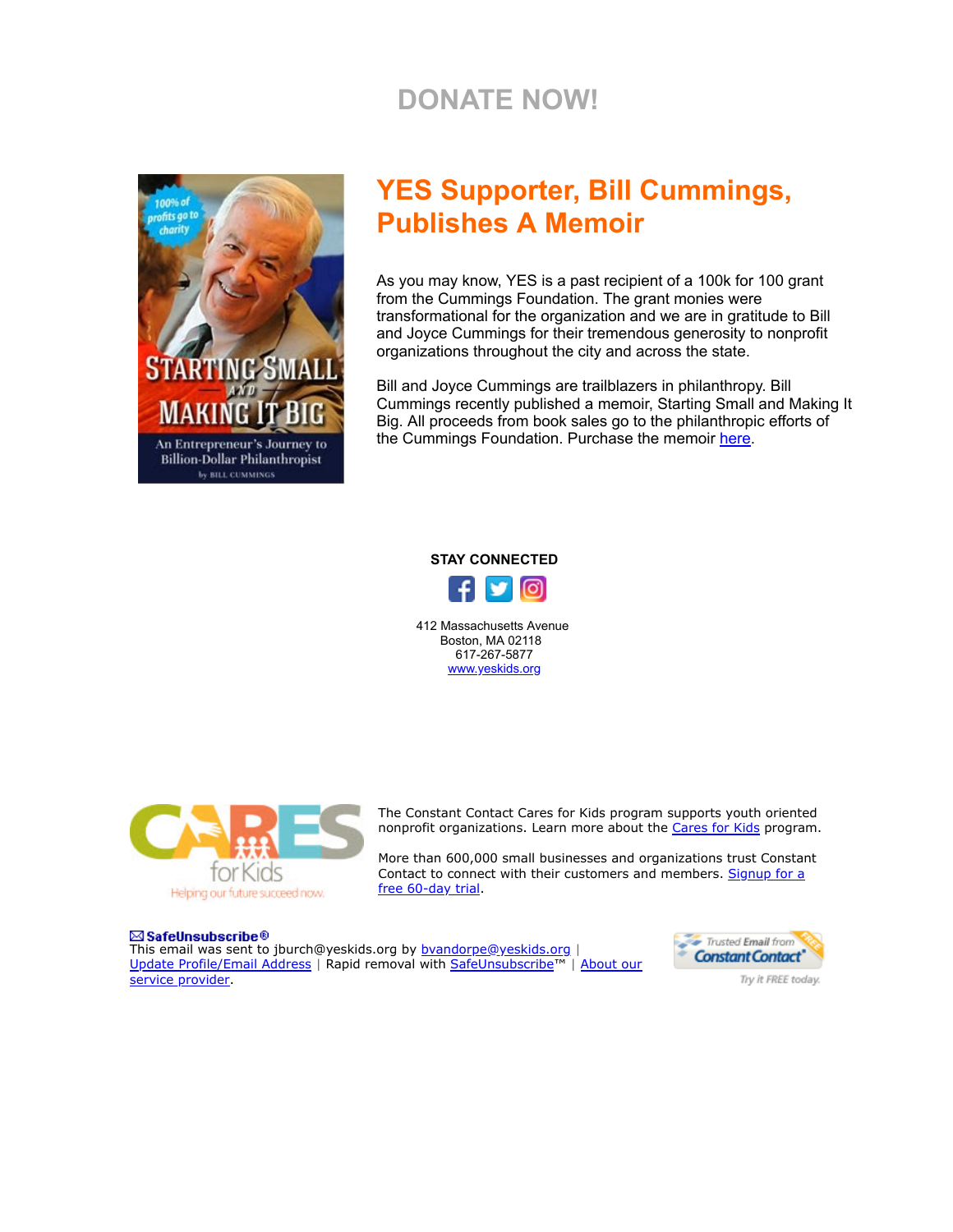# DONATE NOW!

## YES Supporter, Bill Cummings, Publishes A Memoir

As you may know, YES is a past recipient of a 100k for 100 grant from the Cummings Foundation. The grant monies were transformational for the organization and we are in gratitude to Bill and Joyce Cummings for their tremendous generosity to nonprofit organizations throughout the city and across the state.

Bill and Joyce Cummings are trailblazers in philanthropy. Bill Cummings recently published a memoir, Starting Small and Making It Big. All proceeds from book sales go to the philanthropic efforts of the Cummings Foundation. Purchase the memoir here.

**STAY CONNECTED**

412 Massachusetts Avenue
Boston, MA 02118
617-267-5877
www.yeskids.org

The Constant Contact Cares for Kids program supports youth oriented nonprofit organizations. Learn more about the Cares for Kids program.

More than 600,000 small businesses and organizations trust Constant Contact to connect with their customers and members. Signup for a free 60-day trial.

**SafeUnsubscribe®**
This email was sent to jburch@yeskids.org by bvandorpe@yeskids.org | Update Profile/Email Address | Rapid removal with SafeUnsubscribe™ | About our service provider.